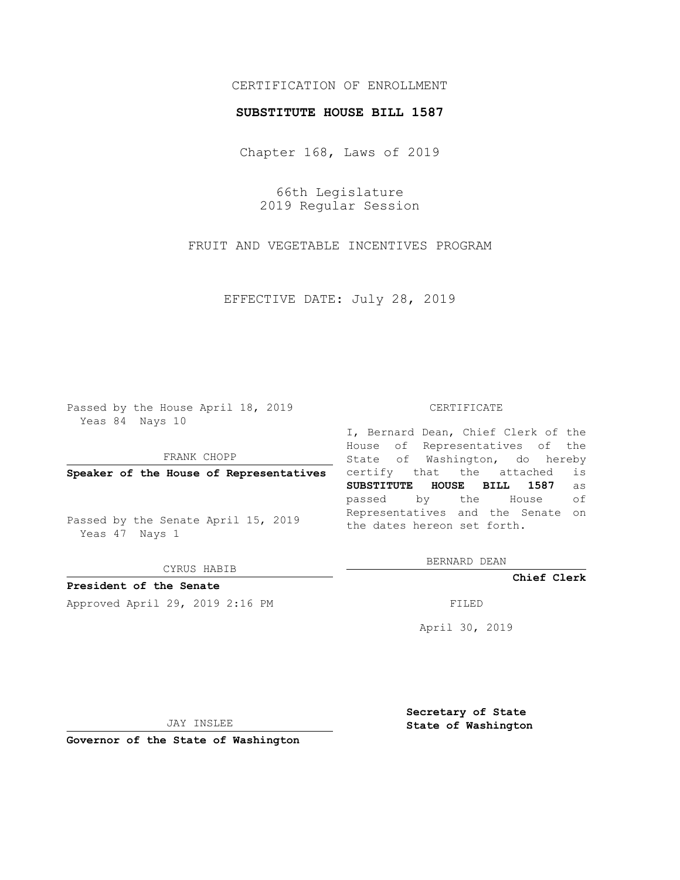CERTIFICATION OF ENROLLMENT

**SUBSTITUTE HOUSE BILL 1587**

Chapter 168, Laws of 2019

66th Legislature
2019 Regular Session

FRUIT AND VEGETABLE INCENTIVES PROGRAM

EFFECTIVE DATE: July 28, 2019

Passed by the House April 18, 2019
Yeas 84 Nays 10

FRANK CHOPP

**Speaker of the House of Representatives**

Passed by the Senate April 15, 2019
Yeas 47 Nays 1

CYRUS HABIB

**President of the Senate**

Approved April 29, 2019 2:16 PM

JAY INSLEE

**Governor of the State of Washington**

CERTIFICATE

I, Bernard Dean, Chief Clerk of the House of Representatives of the State of Washington, do hereby certify that the attached is **SUBSTITUTE HOUSE BILL 1587** as passed by the House of Representatives and the Senate on the dates hereon set forth.

BERNARD DEAN

**Chief Clerk**

FILED

April 30, 2019

**Secretary of State**
**State of Washington**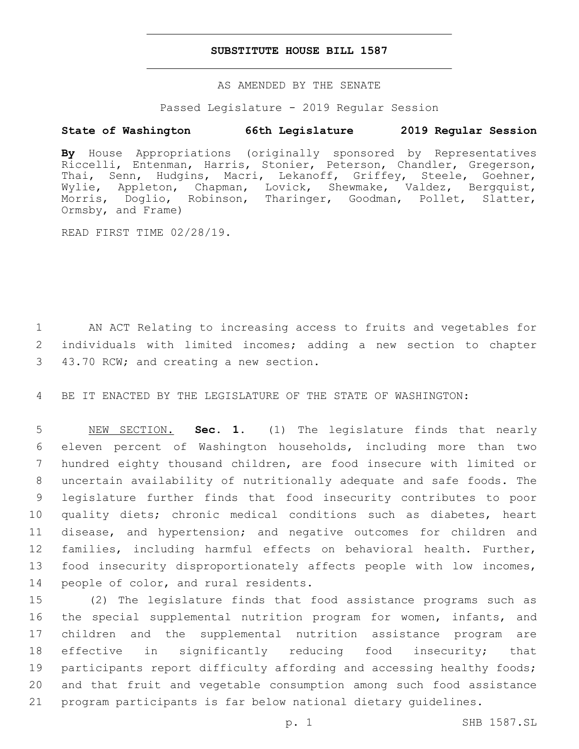# SUBSTITUTE HOUSE BILL 1587

AS AMENDED BY THE SENATE

Passed Legislature - 2019 Regular Session

**State of Washington 66th Legislature 2019 Regular Session**

**By** House Appropriations (originally sponsored by Representatives Riccelli, Entenman, Harris, Stonier, Peterson, Chandler, Gregerson, Thai, Senn, Hudgins, Macri, Lekanoff, Griffey, Steele, Goehner, Wylie, Appleton, Chapman, Lovick, Shewmake, Valdez, Bergquist, Morris, Doglio, Robinson, Tharinger, Goodman, Pollet, Slatter, Ormsby, and Frame)

READ FIRST TIME 02/28/19.

1 AN ACT Relating to increasing access to fruits and vegetables for
2 individuals with limited incomes; adding a new section to chapter
3 43.70 RCW; and creating a new section.

4 BE IT ENACTED BY THE LEGISLATURE OF THE STATE OF WASHINGTON:

5 NEW SECTION. **Sec. 1.** (1) The legislature finds that nearly
6 eleven percent of Washington households, including more than two
7 hundred eighty thousand children, are food insecure with limited or
8 uncertain availability of nutritionally adequate and safe foods. The
9 legislature further finds that food insecurity contributes to poor
10 quality diets; chronic medical conditions such as diabetes, heart
11 disease, and hypertension; and negative outcomes for children and
12 families, including harmful effects on behavioral health. Further,
13 food insecurity disproportionately affects people with low incomes,
14 people of color, and rural residents.

15 (2) The legislature finds that food assistance programs such as
16 the special supplemental nutrition program for women, infants, and
17 children and the supplemental nutrition assistance program are
18 effective in significantly reducing food insecurity; that
19 participants report difficulty affording and accessing healthy foods;
20 and that fruit and vegetable consumption among such food assistance
21 program participants is far below national dietary guidelines.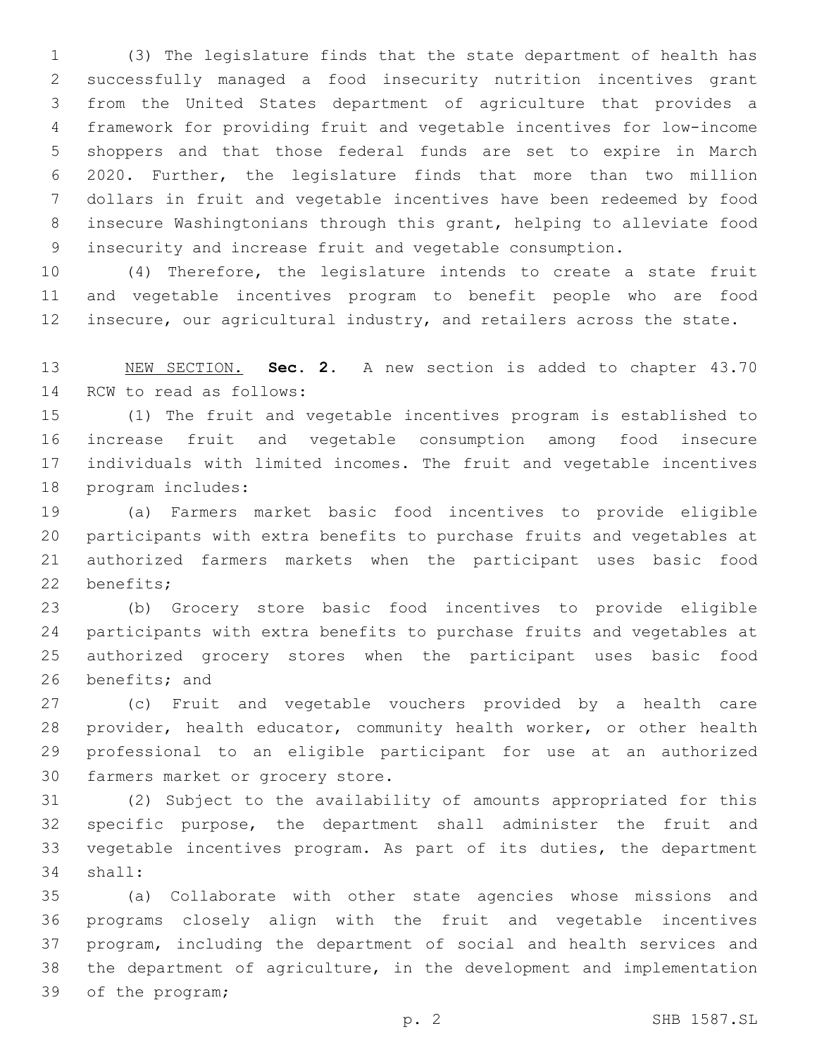(3) The legislature finds that the state department of health has successfully managed a food insecurity nutrition incentives grant from the United States department of agriculture that provides a framework for providing fruit and vegetable incentives for low-income shoppers and that those federal funds are set to expire in March 2020. Further, the legislature finds that more than two million dollars in fruit and vegetable incentives have been redeemed by food insecure Washingtonians through this grant, helping to alleviate food insecurity and increase fruit and vegetable consumption.

(4) Therefore, the legislature intends to create a state fruit and vegetable incentives program to benefit people who are food insecure, our agricultural industry, and retailers across the state.

NEW SECTION. **Sec. 2.** A new section is added to chapter 43.70 RCW to read as follows:

(1) The fruit and vegetable incentives program is established to increase fruit and vegetable consumption among food insecure individuals with limited incomes. The fruit and vegetable incentives program includes:

(a) Farmers market basic food incentives to provide eligible participants with extra benefits to purchase fruits and vegetables at authorized farmers markets when the participant uses basic food benefits;

(b) Grocery store basic food incentives to provide eligible participants with extra benefits to purchase fruits and vegetables at authorized grocery stores when the participant uses basic food benefits; and

(c) Fruit and vegetable vouchers provided by a health care provider, health educator, community health worker, or other health professional to an eligible participant for use at an authorized farmers market or grocery store.

(2) Subject to the availability of amounts appropriated for this specific purpose, the department shall administer the fruit and vegetable incentives program. As part of its duties, the department shall:

(a) Collaborate with other state agencies whose missions and programs closely align with the fruit and vegetable incentives program, including the department of social and health services and the department of agriculture, in the development and implementation of the program;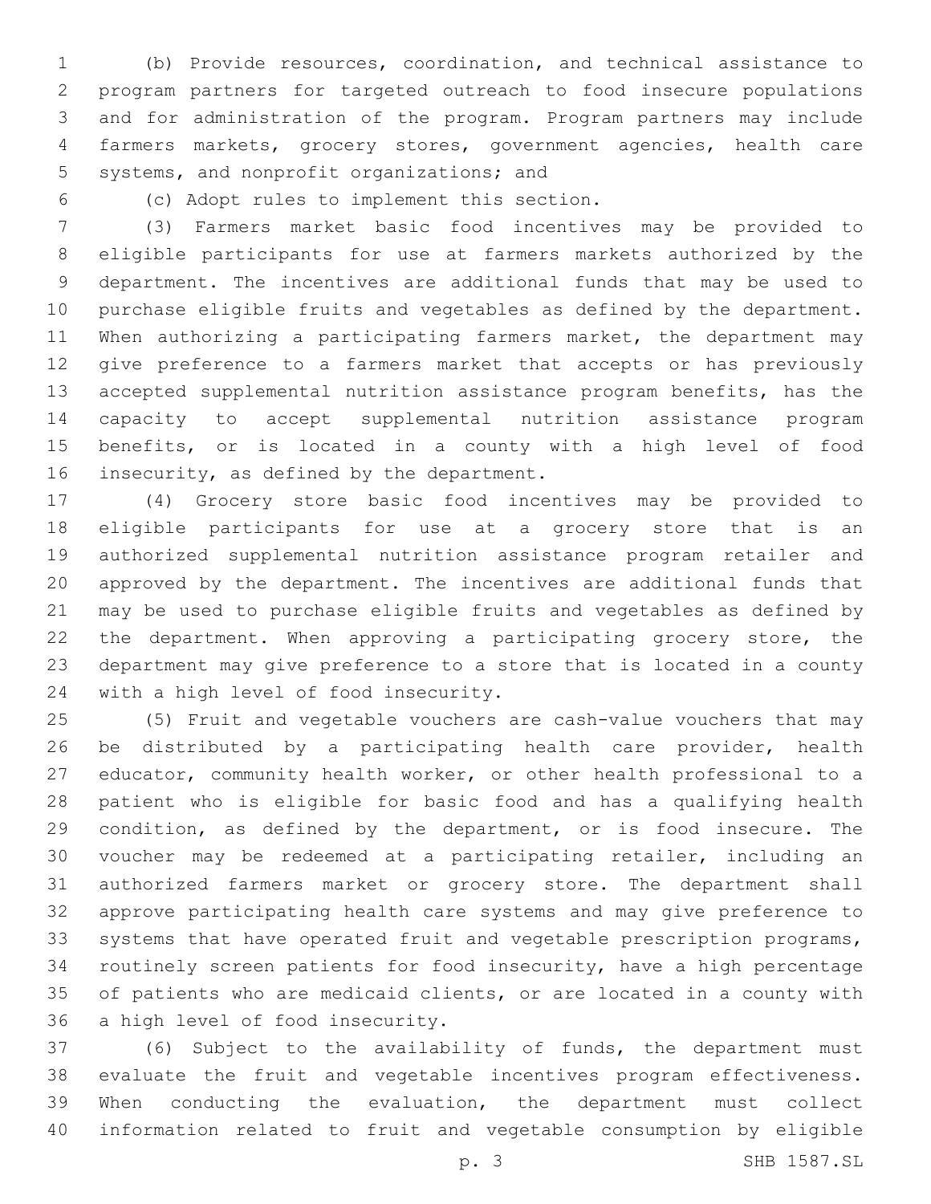(b) Provide resources, coordination, and technical assistance to program partners for targeted outreach to food insecure populations and for administration of the program. Program partners may include farmers markets, grocery stores, government agencies, health care systems, and nonprofit organizations; and

(c) Adopt rules to implement this section.

(3) Farmers market basic food incentives may be provided to eligible participants for use at farmers markets authorized by the department. The incentives are additional funds that may be used to purchase eligible fruits and vegetables as defined by the department. When authorizing a participating farmers market, the department may give preference to a farmers market that accepts or has previously accepted supplemental nutrition assistance program benefits, has the capacity to accept supplemental nutrition assistance program benefits, or is located in a county with a high level of food insecurity, as defined by the department.

(4) Grocery store basic food incentives may be provided to eligible participants for use at a grocery store that is an authorized supplemental nutrition assistance program retailer and approved by the department. The incentives are additional funds that may be used to purchase eligible fruits and vegetables as defined by the department. When approving a participating grocery store, the department may give preference to a store that is located in a county with a high level of food insecurity.

(5) Fruit and vegetable vouchers are cash-value vouchers that may be distributed by a participating health care provider, health educator, community health worker, or other health professional to a patient who is eligible for basic food and has a qualifying health condition, as defined by the department, or is food insecure. The voucher may be redeemed at a participating retailer, including an authorized farmers market or grocery store. The department shall approve participating health care systems and may give preference to systems that have operated fruit and vegetable prescription programs, routinely screen patients for food insecurity, have a high percentage of patients who are medicaid clients, or are located in a county with a high level of food insecurity.

(6) Subject to the availability of funds, the department must evaluate the fruit and vegetable incentives program effectiveness. When conducting the evaluation, the department must collect information related to fruit and vegetable consumption by eligible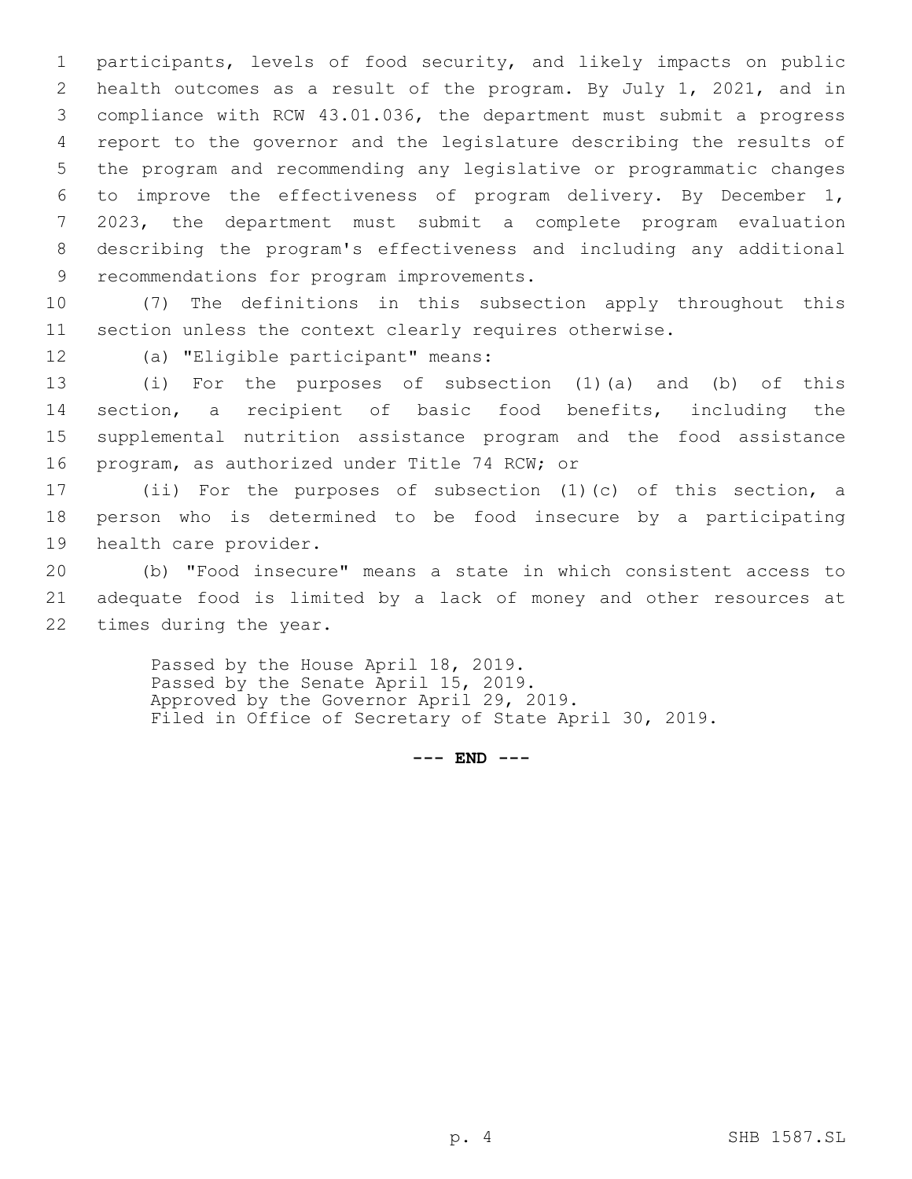participants, levels of food security, and likely impacts on public health outcomes as a result of the program. By July 1, 2021, and in compliance with RCW 43.01.036, the department must submit a progress report to the governor and the legislature describing the results of the program and recommending any legislative or programmatic changes to improve the effectiveness of program delivery. By December 1, 2023, the department must submit a complete program evaluation describing the program's effectiveness and including any additional recommendations for program improvements.

(7) The definitions in this subsection apply throughout this section unless the context clearly requires otherwise.

(a) "Eligible participant" means:

(i) For the purposes of subsection (1)(a) and (b) of this section, a recipient of basic food benefits, including the supplemental nutrition assistance program and the food assistance program, as authorized under Title 74 RCW; or

(ii) For the purposes of subsection (1)(c) of this section, a person who is determined to be food insecure by a participating health care provider.

(b) "Food insecure" means a state in which consistent access to adequate food is limited by a lack of money and other resources at times during the year.

Passed by the House April 18, 2019.
Passed by the Senate April 15, 2019.
Approved by the Governor April 29, 2019.
Filed in Office of Secretary of State April 30, 2019.

**--- END ---**